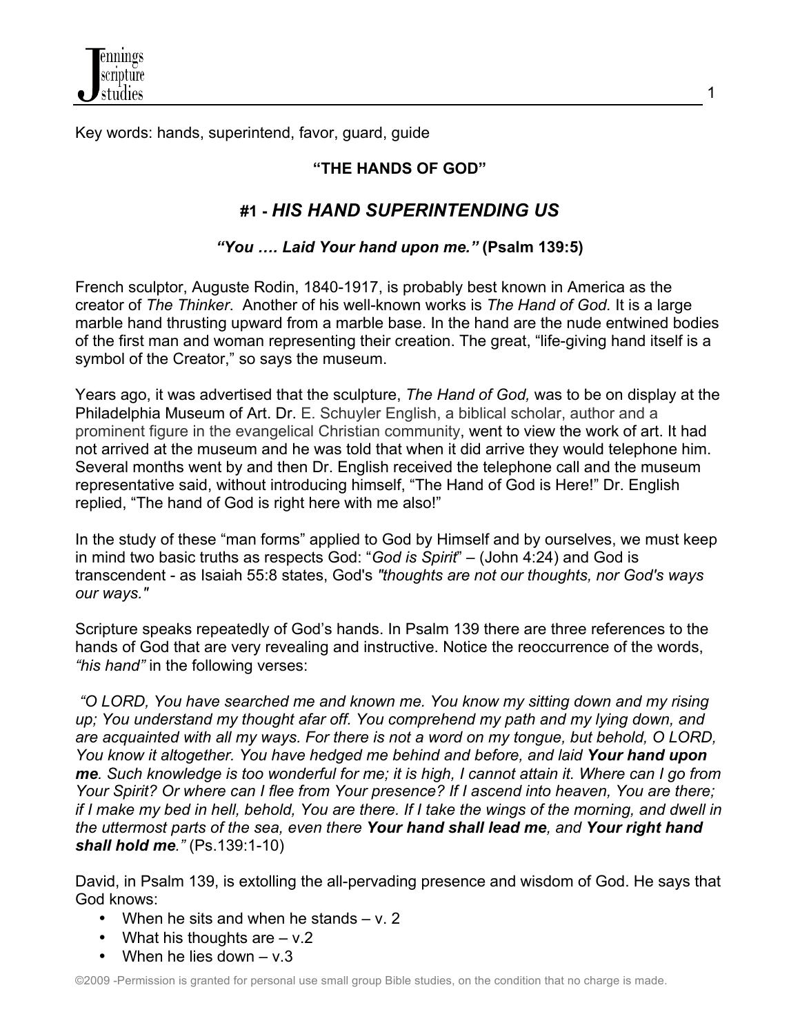Key words: hands, superintend, favor, guard, guide

**"THE HANDS OF GOD"**

## #1 - *HIS HAND SUPERINTENDING US*

***"You …. Laid Your hand upon me."* (Psalm 139:5)**

French sculptor, Auguste Rodin, 1840-1917, is probably best known in America as the creator of *The Thinker*. Another of his well-known works is *The Hand of God.* It is a large marble hand thrusting upward from a marble base. In the hand are the nude entwined bodies of the first man and woman representing their creation. The great, "life-giving hand itself is a symbol of the Creator," so says the museum.

Years ago, it was advertised that the sculpture, *The Hand of God,* was to be on display at the Philadelphia Museum of Art. Dr. E. Schuyler English, a biblical scholar, author and a prominent figure in the evangelical Christian community, went to view the work of art. It had not arrived at the museum and he was told that when it did arrive they would telephone him. Several months went by and then Dr. English received the telephone call and the museum representative said, without introducing himself, "The Hand of God is Here!" Dr. English replied, "The hand of God is right here with me also!"

In the study of these "man forms" applied to God by Himself and by ourselves, we must keep in mind two basic truths as respects God: "*God is Spirit*" – (John 4:24) and God is transcendent - as Isaiah 55:8 states, God's *"thoughts are not our thoughts, nor God's ways our ways."*

Scripture speaks repeatedly of God's hands. In Psalm 139 there are three references to the hands of God that are very revealing and instructive. Notice the reoccurrence of the words, *"his hand"* in the following verses:

*"O LORD, You have searched me and known me. You know my sitting down and my rising up; You understand my thought afar off. You comprehend my path and my lying down, and are acquainted with all my ways. For there is not a word on my tongue, but behold, O LORD, You know it altogether. You have hedged me behind and before, and laid* ***Your hand upon me****. Such knowledge is too wonderful for me; it is high, I cannot attain it. Where can I go from Your Spirit? Or where can I flee from Your presence? If I ascend into heaven, You are there; if I make my bed in hell, behold, You are there. If I take the wings of the morning, and dwell in the uttermost parts of the sea, even there* ***Your hand shall lead me****, and* ***Your right hand shall hold me****."* (Ps.139:1-10)

David, in Psalm 139, is extolling the all-pervading presence and wisdom of God. He says that God knows:

- When he sits and when he stands – v. 2
- What his thoughts are – v.2
- When he lies down – v.3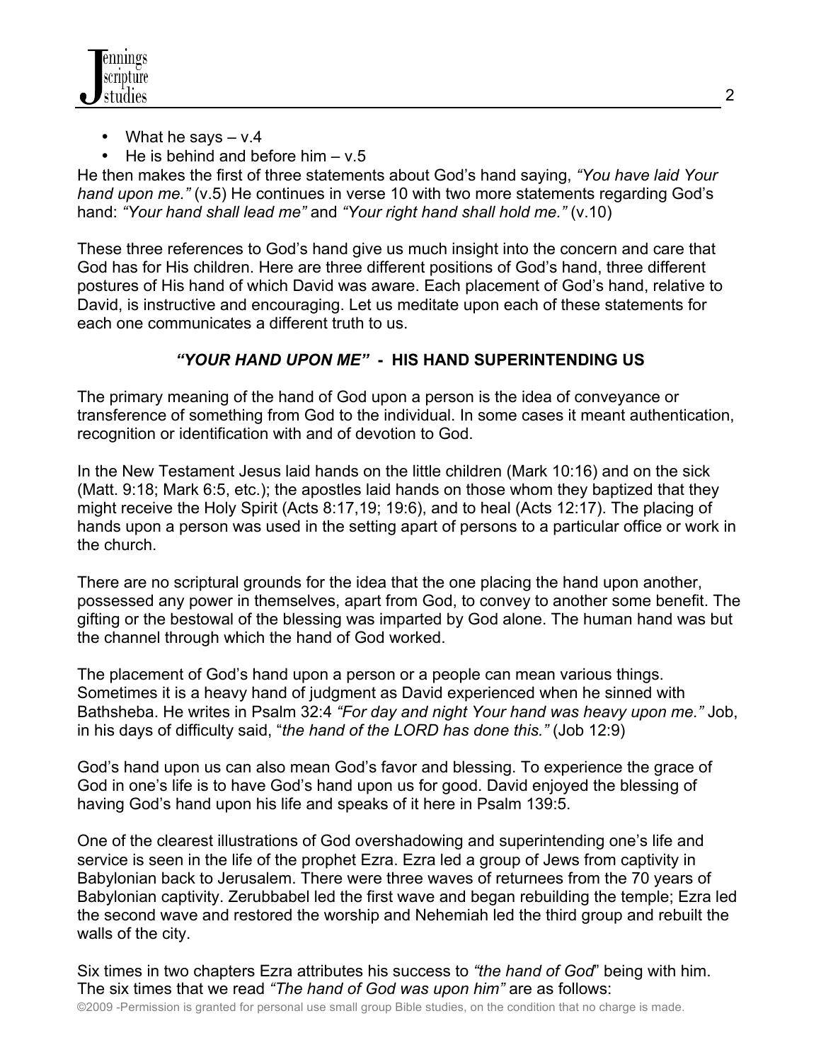- What he says – v.4
- He is behind and before him – v.5

He then makes the first of three statements about God's hand saying, *"You have laid Your hand upon me."* (v.5) He continues in verse 10 with two more statements regarding God's hand: *"Your hand shall lead me"* and *"Your right hand shall hold me."* (v.10)

These three references to God's hand give us much insight into the concern and care that God has for His children. Here are three different positions of God's hand, three different postures of His hand of which David was aware. Each placement of God's hand, relative to David, is instructive and encouraging. Let us meditate upon each of these statements for each one communicates a different truth to us.

### ***"YOUR HAND UPON ME"*** - **HIS HAND SUPERINTENDING US**

The primary meaning of the hand of God upon a person is the idea of conveyance or transference of something from God to the individual. In some cases it meant authentication, recognition or identification with and of devotion to God.

In the New Testament Jesus laid hands on the little children (Mark 10:16) and on the sick (Matt. 9:18; Mark 6:5, etc.); the apostles laid hands on those whom they baptized that they might receive the Holy Spirit (Acts 8:17,19; 19:6), and to heal (Acts 12:17). The placing of hands upon a person was used in the setting apart of persons to a particular office or work in the church.

There are no scriptural grounds for the idea that the one placing the hand upon another, possessed any power in themselves, apart from God, to convey to another some benefit. The gifting or the bestowal of the blessing was imparted by God alone. The human hand was but the channel through which the hand of God worked.

The placement of God's hand upon a person or a people can mean various things. Sometimes it is a heavy hand of judgment as David experienced when he sinned with Bathsheba. He writes in Psalm 32:4 *"For day and night Your hand was heavy upon me."* Job, in his days of difficulty said, "*the hand of the LORD has done this."* (Job 12:9)

God's hand upon us can also mean God's favor and blessing. To experience the grace of God in one's life is to have God's hand upon us for good. David enjoyed the blessing of having God's hand upon his life and speaks of it here in Psalm 139:5.

One of the clearest illustrations of God overshadowing and superintending one's life and service is seen in the life of the prophet Ezra. Ezra led a group of Jews from captivity in Babylonian back to Jerusalem. There were three waves of returnees from the 70 years of Babylonian captivity. Zerubbabel led the first wave and began rebuilding the temple; Ezra led the second wave and restored the worship and Nehemiah led the third group and rebuilt the walls of the city.

Six times in two chapters Ezra attributes his success to *"the hand of God*" being with him. The six times that we read *"The hand of God was upon him"* are as follows: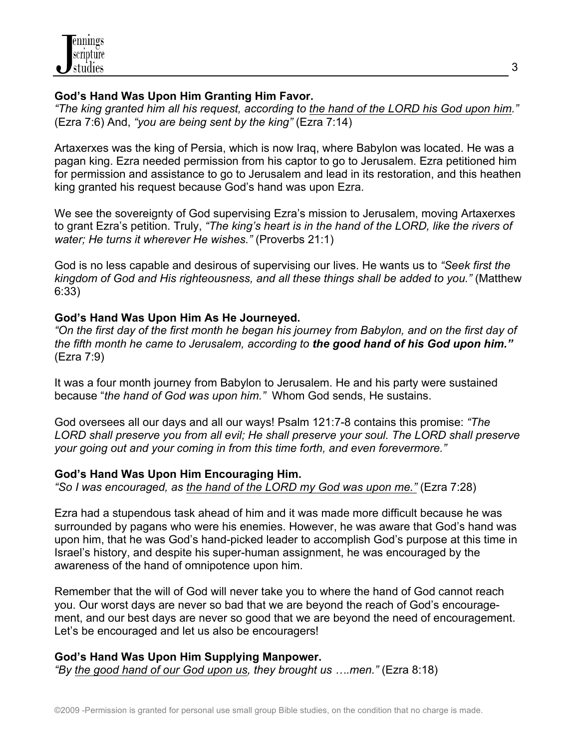**God's Hand Was Upon Him Granting Him Favor.**
*"The king granted him all his request, according to the hand of the LORD his God upon him."* (Ezra 7:6) And, *"you are being sent by the king"* (Ezra 7:14)

Artaxerxes was the king of Persia, which is now Iraq, where Babylon was located. He was a pagan king. Ezra needed permission from his captor to go to Jerusalem. Ezra petitioned him for permission and assistance to go to Jerusalem and lead in its restoration, and this heathen king granted his request because God's hand was upon Ezra.

We see the sovereignty of God supervising Ezra's mission to Jerusalem, moving Artaxerxes to grant Ezra's petition. Truly, *"The king's heart is in the hand of the LORD, like the rivers of water; He turns it wherever He wishes."* (Proverbs 21:1)

God is no less capable and desirous of supervising our lives. He wants us to *"Seek first the kingdom of God and His righteousness, and all these things shall be added to you."* (Matthew 6:33)

**God's Hand Was Upon Him As He Journeyed.**
*"On the first day of the first month he began his journey from Babylon, and on the first day of the fifth month he came to Jerusalem, according to* ***the good hand of his God upon him."*** (Ezra 7:9)

It was a four month journey from Babylon to Jerusalem. He and his party were sustained because "*the hand of God was upon him.*" Whom God sends, He sustains.

God oversees all our days and all our ways! Psalm 121:7-8 contains this promise: *"The LORD shall preserve you from all evil; He shall preserve your soul. The LORD shall preserve your going out and your coming in from this time forth, and even forevermore."*

**God's Hand Was Upon Him Encouraging Him.**
*"So I was encouraged, as the hand of the LORD my God was upon me."* (Ezra 7:28)

Ezra had a stupendous task ahead of him and it was made more difficult because he was surrounded by pagans who were his enemies. However, he was aware that God's hand was upon him, that he was God's hand-picked leader to accomplish God's purpose at this time in Israel's history, and despite his super-human assignment, he was encouraged by the awareness of the hand of omnipotence upon him.

Remember that the will of God will never take you to where the hand of God cannot reach you. Our worst days are never so bad that we are beyond the reach of God's encouragement, and our best days are never so good that we are beyond the need of encouragement. Let's be encouraged and let us also be encouragers!

**God's Hand Was Upon Him Supplying Manpower.**
*"By the good hand of our God upon us, they brought us ….men."* (Ezra 8:18)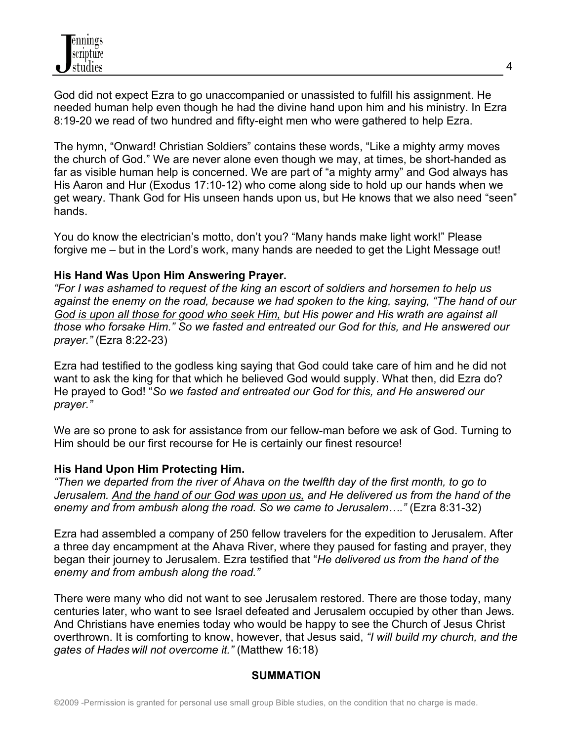God did not expect Ezra to go unaccompanied or unassisted to fulfill his assignment. He needed human help even though he had the divine hand upon him and his ministry. In Ezra 8:19-20 we read of two hundred and fifty-eight men who were gathered to help Ezra.

The hymn, "Onward! Christian Soldiers" contains these words, "Like a mighty army moves the church of God." We are never alone even though we may, at times, be short-handed as far as visible human help is concerned. We are part of "a mighty army" and God always has His Aaron and Hur (Exodus 17:10-12) who come along side to hold up our hands when we get weary. Thank God for His unseen hands upon us, but He knows that we also need "seen" hands.

You do know the electrician's motto, don't you? "Many hands make light work!" Please forgive me – but in the Lord's work, many hands are needed to get the Light Message out!

**His Hand Was Upon Him Answering Prayer.**
*"For I was ashamed to request of the king an escort of soldiers and horsemen to help us against the enemy on the road, because we had spoken to the king, saying, <u>"The hand of our God is upon all those for good who seek Him,</u> but His power and His wrath are against all those who forsake Him." So we fasted and entreated our God for this, and He answered our prayer."* (Ezra 8:22-23)

Ezra had testified to the godless king saying that God could take care of him and he did not want to ask the king for that which he believed God would supply. What then, did Ezra do? He prayed to God! "*So we fasted and entreated our God for this, and He answered our prayer."*

We are so prone to ask for assistance from our fellow-man before we ask of God. Turning to Him should be our first recourse for He is certainly our finest resource!

**His Hand Upon Him Protecting Him.**
*"Then we departed from the river of Ahava on the twelfth day of the first month, to go to Jerusalem. <u>And the hand of our God was upon us,</u> and He delivered us from the hand of the enemy and from ambush along the road. So we came to Jerusalem…."* (Ezra 8:31-32)

Ezra had assembled a company of 250 fellow travelers for the expedition to Jerusalem. After a three day encampment at the Ahava River, where they paused for fasting and prayer, they began their journey to Jerusalem. Ezra testified that "*He delivered us from the hand of the enemy and from ambush along the road."*

There were many who did not want to see Jerusalem restored. There are those today, many centuries later, who want to see Israel defeated and Jerusalem occupied by other than Jews. And Christians have enemies today who would be happy to see the Church of Jesus Christ overthrown. It is comforting to know, however, that Jesus said, *"I will build my church, and the gates of Hades will not overcome it."* (Matthew 16:18)

**SUMMATION**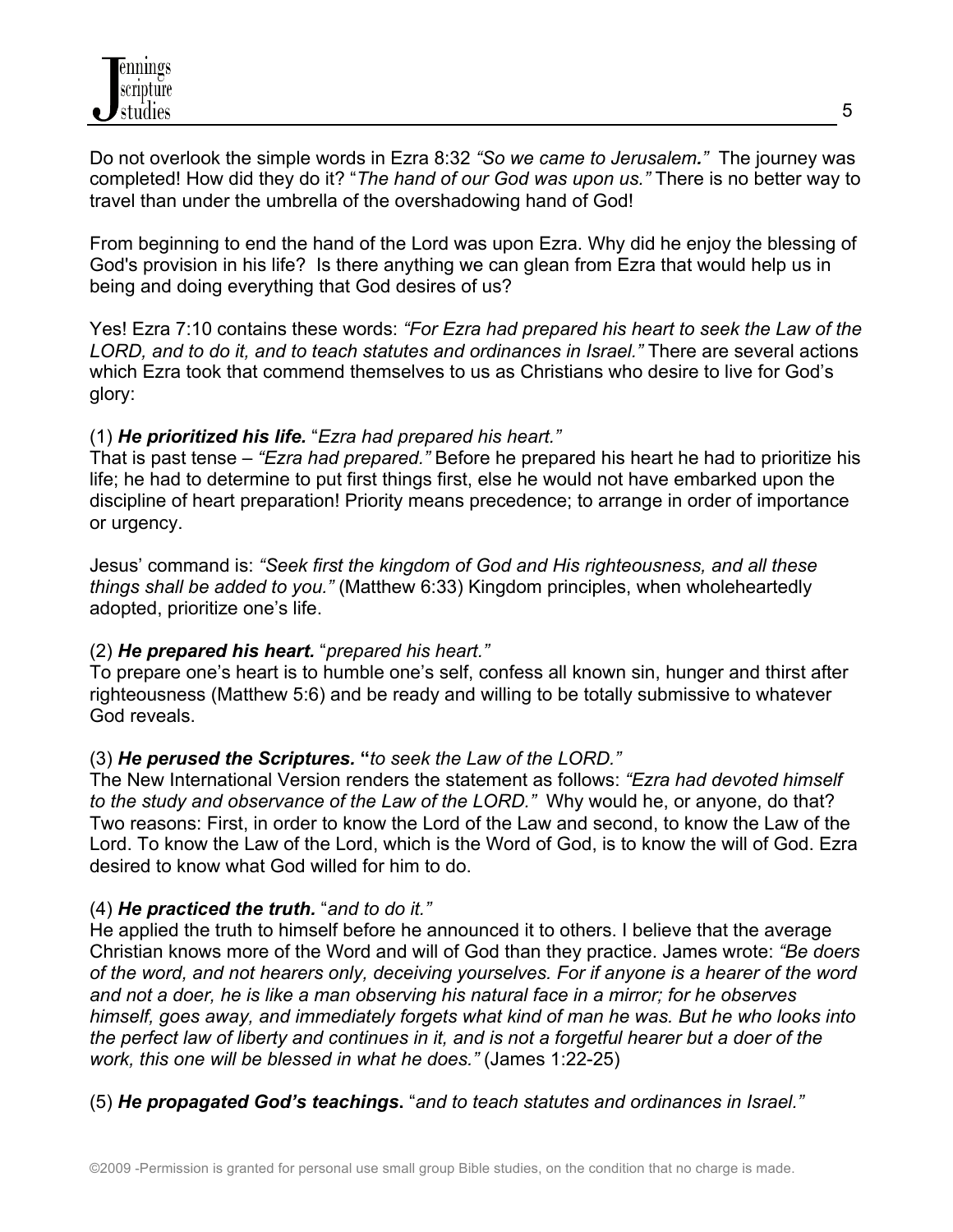Do not overlook the simple words in Ezra 8:32 *"So we came to Jerusalem."* The journey was completed! How did they do it? "*The hand of our God was upon us."* There is no better way to travel than under the umbrella of the overshadowing hand of God!

From beginning to end the hand of the Lord was upon Ezra. Why did he enjoy the blessing of God's provision in his life? Is there anything we can glean from Ezra that would help us in being and doing everything that God desires of us?

Yes! Ezra 7:10 contains these words: *"For Ezra had prepared his heart to seek the Law of the LORD, and to do it, and to teach statutes and ordinances in Israel."* There are several actions which Ezra took that commend themselves to us as Christians who desire to live for God's glory:

(1) ***He prioritized his life.*** "*Ezra had prepared his heart."*
That is past tense – *"Ezra had prepared."* Before he prepared his heart he had to prioritize his life; he had to determine to put first things first, else he would not have embarked upon the discipline of heart preparation! Priority means precedence; to arrange in order of importance or urgency.

Jesus' command is: *"Seek first the kingdom of God and His righteousness, and all these things shall be added to you."* (Matthew 6:33) Kingdom principles, when wholeheartedly adopted, prioritize one's life.

(2) ***He prepared his heart.*** "*prepared his heart."*
To prepare one's heart is to humble one's self, confess all known sin, hunger and thirst after righteousness (Matthew 5:6) and be ready and willing to be totally submissive to whatever God reveals.

(3) ***He perused the Scriptures.*** **"***to seek the Law of the LORD."*
The New International Version renders the statement as follows: *"Ezra had devoted himself to the study and observance of the Law of the LORD."* Why would he, or anyone, do that? Two reasons: First, in order to know the Lord of the Law and second, to know the Law of the Lord. To know the Law of the Lord, which is the Word of God, is to know the will of God. Ezra desired to know what God willed for him to do.

(4) ***He practiced the truth.*** "*and to do it."*
He applied the truth to himself before he announced it to others. I believe that the average Christian knows more of the Word and will of God than they practice. James wrote: *"Be doers of the word, and not hearers only, deceiving yourselves. For if anyone is a hearer of the word and not a doer, he is like a man observing his natural face in a mirror; for he observes himself, goes away, and immediately forgets what kind of man he was. But he who looks into the perfect law of liberty and continues in it, and is not a forgetful hearer but a doer of the work, this one will be blessed in what he does."* (James 1:22-25)

(5) ***He propagated God's teachings.*** "*and to teach statutes and ordinances in Israel."*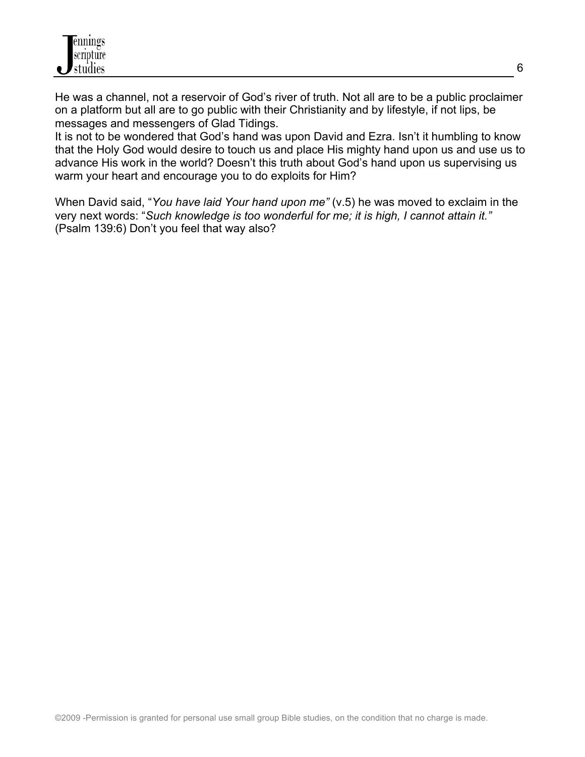He was a channel, not a reservoir of God's river of truth. Not all are to be a public proclaimer on a platform but all are to go public with their Christianity and by lifestyle, if not lips, be messages and messengers of Glad Tidings.

It is not to be wondered that God's hand was upon David and Ezra. Isn't it humbling to know that the Holy God would desire to touch us and place His mighty hand upon us and use us to advance His work in the world? Doesn't this truth about God's hand upon us supervising us warm your heart and encourage you to do exploits for Him?

When David said, "*You have laid Your hand upon me"* (v.5) he was moved to exclaim in the very next words: "*Such knowledge is too wonderful for me; it is high, I cannot attain it."* (Psalm 139:6) Don't you feel that way also?